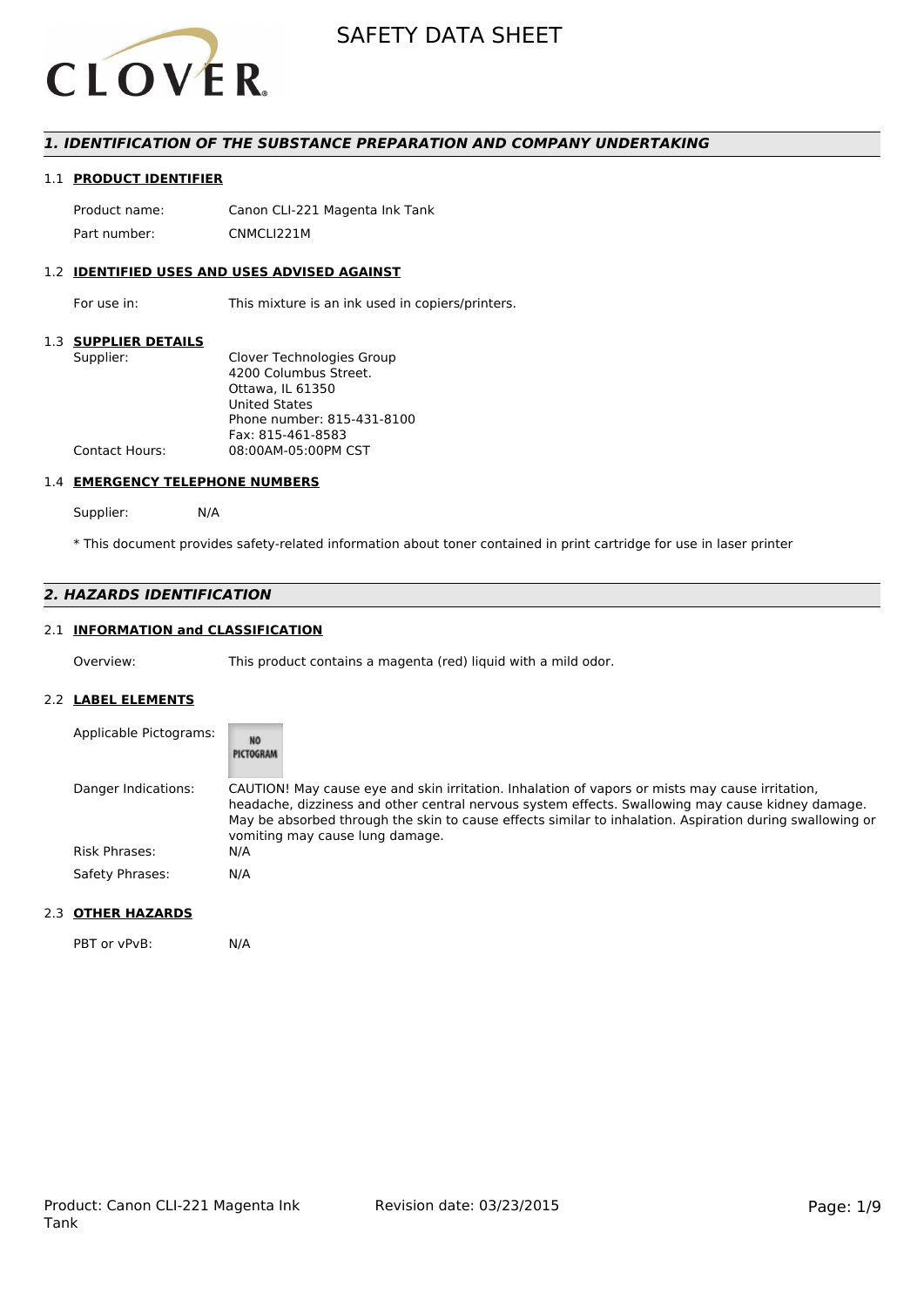# SAFETY DATA SHEET

## 1. IDENTIFICATION OF THE SUBSTANCE PREPARATION AND COMPANY UNDERTAKING

### 1.1 PRODUCT IDENTIFIER

| | |
|---|---|
| Product name: | Canon CLI-221 Magenta Ink Tank |
| Part number: | CNMCLI221M |

### 1.2 IDENTIFIED USES AND USES ADVISED AGAINST

| | |
|---|---|
| For use in: | This mixture is an ink used in copiers/printers. |

### 1.3 SUPPLIER DETAILS

| | |
|---|---|
| Supplier: | Clover Technologies Group<br>4200 Columbus Street.<br>Ottawa, IL 61350<br>United States<br>Phone number: 815-431-8100<br>Fax: 815-461-8583 |
| Contact Hours: | 08:00AM-05:00PM CST |

### 1.4 EMERGENCY TELEPHONE NUMBERS

Supplier: N/A

* This document provides safety-related information about toner contained in print cartridge for use in laser printer

## 2. HAZARDS IDENTIFICATION

### 2.1 INFORMATION and CLASSIFICATION

| | |
|---|---|
| Overview: | This product contains a magenta (red) liquid with a mild odor. |

### 2.2 LABEL ELEMENTS

| | |
|---|---|
| Applicable Pictograms: | NO PICTOGRAM |
| Danger Indications: | CAUTION! May cause eye and skin irritation. Inhalation of vapors or mists may cause irritation, headache, dizziness and other central nervous system effects. Swallowing may cause kidney damage. May be absorbed through the skin to cause effects similar to inhalation. Aspiration during swallowing or vomiting may cause lung damage. |
| Risk Phrases: | N/A |
| Safety Phrases: | N/A |

### 2.3 OTHER HAZARDS

| | |
|---|---|
| PBT or vPvB: | N/A |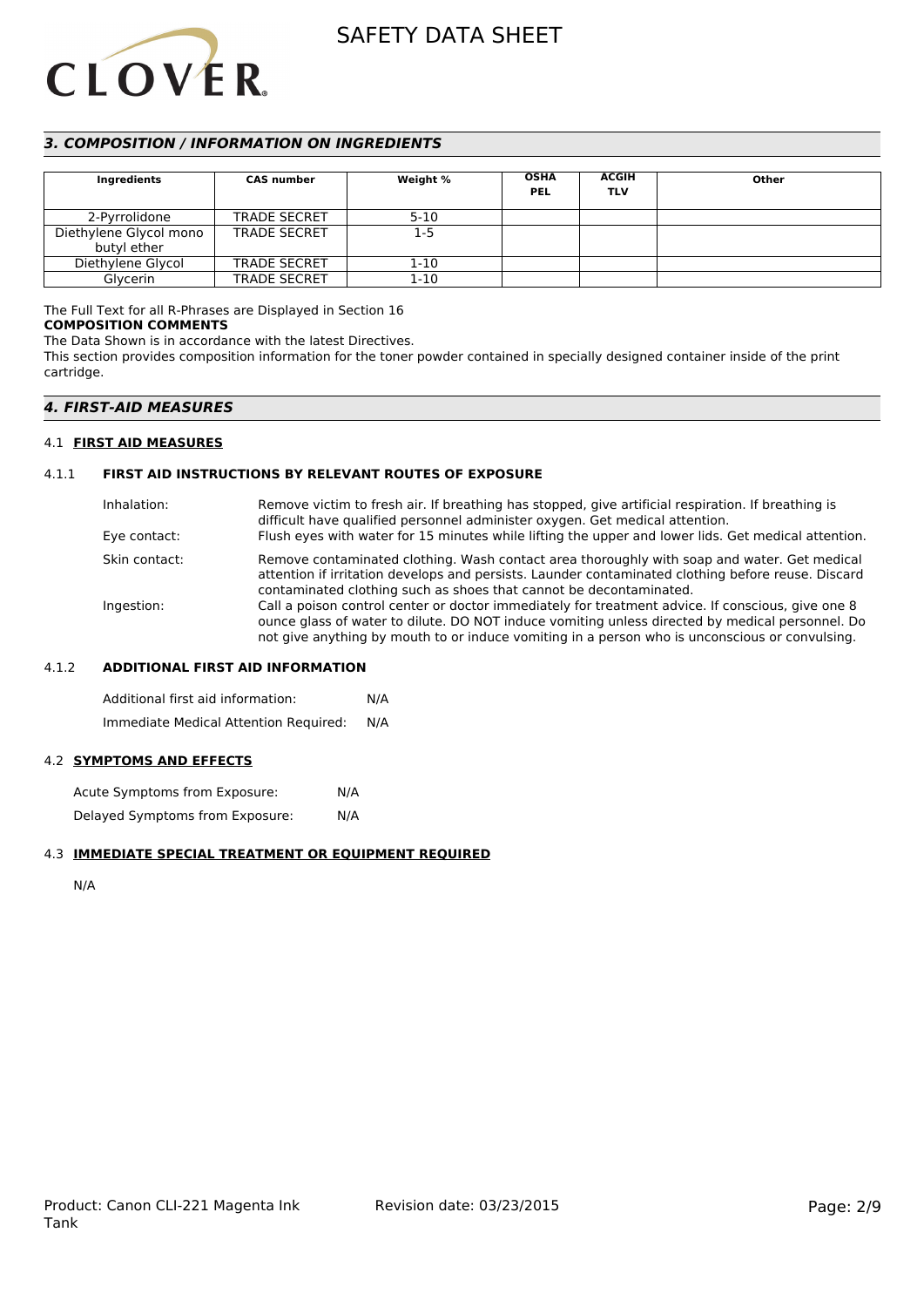### *3. COMPOSITION / INFORMATION ON INGREDIENTS*

| Ingredients | CAS number | Weight % | OSHA PEL | ACGIH TLV | Other |
|---|---|---|---|---|---|
| 2-Pyrrolidone | TRADE SECRET | 5-10 | | | |
| Diethylene Glycol mono butyl ether | TRADE SECRET | 1-5 | | | |
| Diethylene Glycol | TRADE SECRET | 1-10 | | | |
| Glycerin | TRADE SECRET | 1-10 | | | |

The Full Text for all R-Phrases are Displayed in Section 16

**COMPOSITION COMMENTS**

The Data Shown is in accordance with the latest Directives.

This section provides composition information for the toner powder contained in specially designed container inside of the print cartridge.

### *4. FIRST-AID MEASURES*

#### 4.1 FIRST AID MEASURES

##### 4.1.1 FIRST AID INSTRUCTIONS BY RELEVANT ROUTES OF EXPOSURE

Inhalation: Remove victim to fresh air. If breathing has stopped, give artificial respiration. If breathing is difficult have qualified personnel administer oxygen. Get medical attention.

Eye contact: Flush eyes with water for 15 minutes while lifting the upper and lower lids. Get medical attention.

Skin contact: Remove contaminated clothing. Wash contact area thoroughly with soap and water. Get medical attention if irritation develops and persists. Launder contaminated clothing before reuse. Discard contaminated clothing such as shoes that cannot be decontaminated.

Ingestion: Call a poison control center or doctor immediately for treatment advice. If conscious, give one 8 ounce glass of water to dilute. DO NOT induce vomiting unless directed by medical personnel. Do not give anything by mouth to or induce vomiting in a person who is unconscious or convulsing.

##### 4.1.2 ADDITIONAL FIRST AID INFORMATION

Additional first aid information: N/A

Immediate Medical Attention Required: N/A

#### 4.2 SYMPTOMS AND EFFECTS

Acute Symptoms from Exposure: N/A

Delayed Symptoms from Exposure: N/A

#### 4.3 IMMEDIATE SPECIAL TREATMENT OR EQUIPMENT REQUIRED

N/A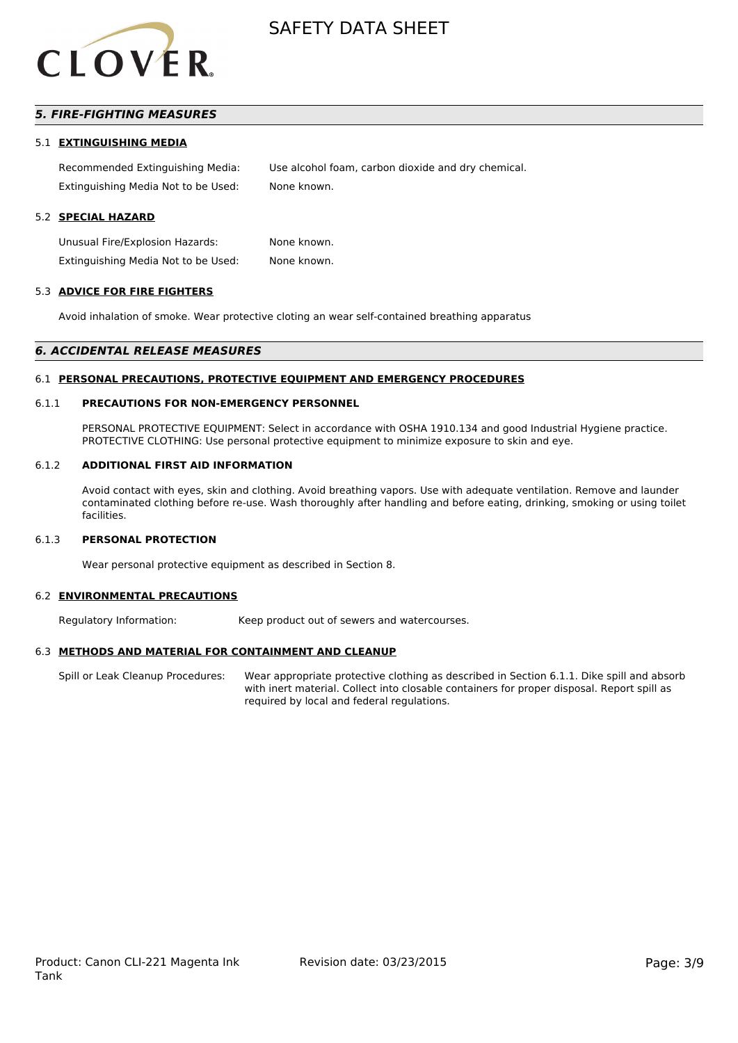## 5. FIRE-FIGHTING MEASURES

### 5.1 EXTINGUISHING MEDIA

Recommended Extinguishing Media: Use alcohol foam, carbon dioxide and dry chemical.

Extinguishing Media Not to be Used: None known.

### 5.2 SPECIAL HAZARD

Unusual Fire/Explosion Hazards: None known.

Extinguishing Media Not to be Used: None known.

### 5.3 ADVICE FOR FIRE FIGHTERS

Avoid inhalation of smoke. Wear protective cloting an wear self-contained breathing apparatus

## 6. ACCIDENTAL RELEASE MEASURES

### 6.1 PERSONAL PRECAUTIONS, PROTECTIVE EQUIPMENT AND EMERGENCY PROCEDURES

#### 6.1.1 PRECAUTIONS FOR NON-EMERGENCY PERSONNEL

PERSONAL PROTECTIVE EQUIPMENT: Select in accordance with OSHA 1910.134 and good Industrial Hygiene practice.
PROTECTIVE CLOTHING: Use personal protective equipment to minimize exposure to skin and eye.

#### 6.1.2 ADDITIONAL FIRST AID INFORMATION

Avoid contact with eyes, skin and clothing. Avoid breathing vapors. Use with adequate ventilation. Remove and launder contaminated clothing before re-use. Wash thoroughly after handling and before eating, drinking, smoking or using toilet facilities.

#### 6.1.3 PERSONAL PROTECTION

Wear personal protective equipment as described in Section 8.

### 6.2 ENVIRONMENTAL PRECAUTIONS

Regulatory Information: Keep product out of sewers and watercourses.

### 6.3 METHODS AND MATERIAL FOR CONTAINMENT AND CLEANUP

Spill or Leak Cleanup Procedures: Wear appropriate protective clothing as described in Section 6.1.1. Dike spill and absorb with inert material. Collect into closable containers for proper disposal. Report spill as required by local and federal regulations.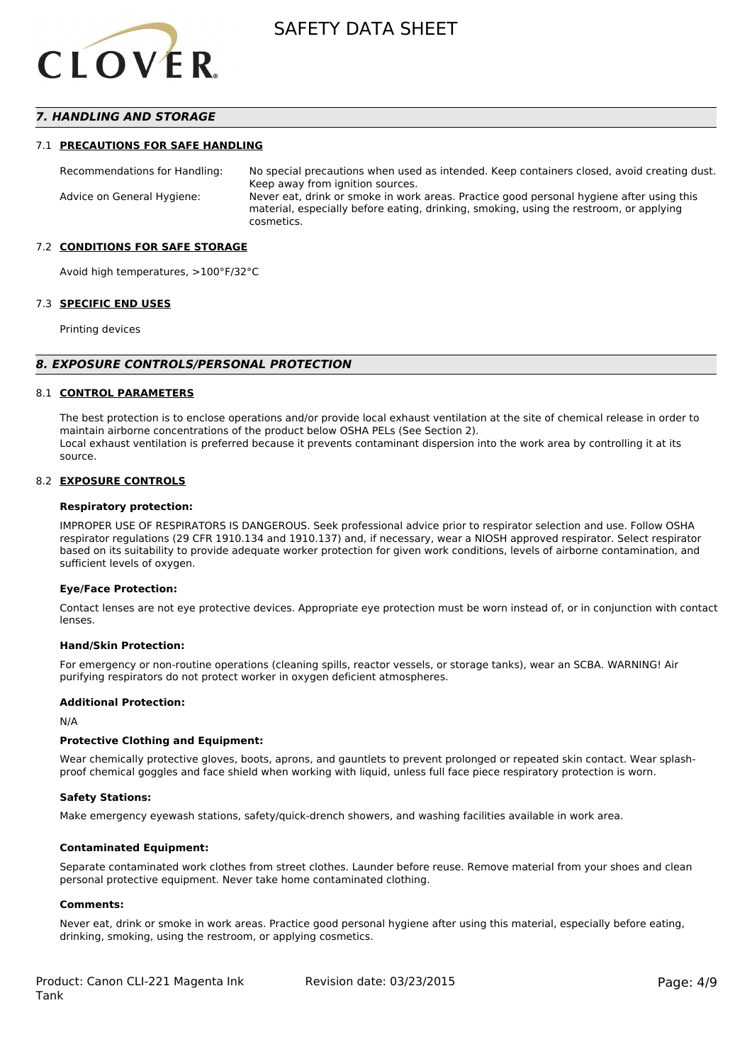## 7. HANDLING AND STORAGE

### 7.1 PRECAUTIONS FOR SAFE HANDLING

| | |
|---|---|
| Recommendations for Handling: | No special precautions when used as intended. Keep containers closed, avoid creating dust. Keep away from ignition sources. |
| Advice on General Hygiene: | Never eat, drink or smoke in work areas. Practice good personal hygiene after using this material, especially before eating, drinking, smoking, using the restroom, or applying cosmetics. |

### 7.2 CONDITIONS FOR SAFE STORAGE

Avoid high temperatures, >100°F/32°C

### 7.3 SPECIFIC END USES

Printing devices

## 8. EXPOSURE CONTROLS/PERSONAL PROTECTION

### 8.1 CONTROL PARAMETERS

The best protection is to enclose operations and/or provide local exhaust ventilation at the site of chemical release in order to maintain airborne concentrations of the product below OSHA PELs (See Section 2).
Local exhaust ventilation is preferred because it prevents contaminant dispersion into the work area by controlling it at its source.

### 8.2 EXPOSURE CONTROLS

**Respiratory protection:**

IMPROPER USE OF RESPIRATORS IS DANGEROUS. Seek professional advice prior to respirator selection and use. Follow OSHA respirator regulations (29 CFR 1910.134 and 1910.137) and, if necessary, wear a NIOSH approved respirator. Select respirator based on its suitability to provide adequate worker protection for given work conditions, levels of airborne contamination, and sufficient levels of oxygen.

**Eye/Face Protection:**

Contact lenses are not eye protective devices. Appropriate eye protection must be worn instead of, or in conjunction with contact lenses.

**Hand/Skin Protection:**

For emergency or non-routine operations (cleaning spills, reactor vessels, or storage tanks), wear an SCBA. WARNING! Air purifying respirators do not protect worker in oxygen deficient atmospheres.

**Additional Protection:**

N/A

**Protective Clothing and Equipment:**

Wear chemically protective gloves, boots, aprons, and gauntlets to prevent prolonged or repeated skin contact. Wear splash-proof chemical goggles and face shield when working with liquid, unless full face piece respiratory protection is worn.

**Safety Stations:**

Make emergency eyewash stations, safety/quick-drench showers, and washing facilities available in work area.

**Contaminated Equipment:**

Separate contaminated work clothes from street clothes. Launder before reuse. Remove material from your shoes and clean personal protective equipment. Never take home contaminated clothing.

**Comments:**

Never eat, drink or smoke in work areas. Practice good personal hygiene after using this material, especially before eating, drinking, smoking, using the restroom, or applying cosmetics.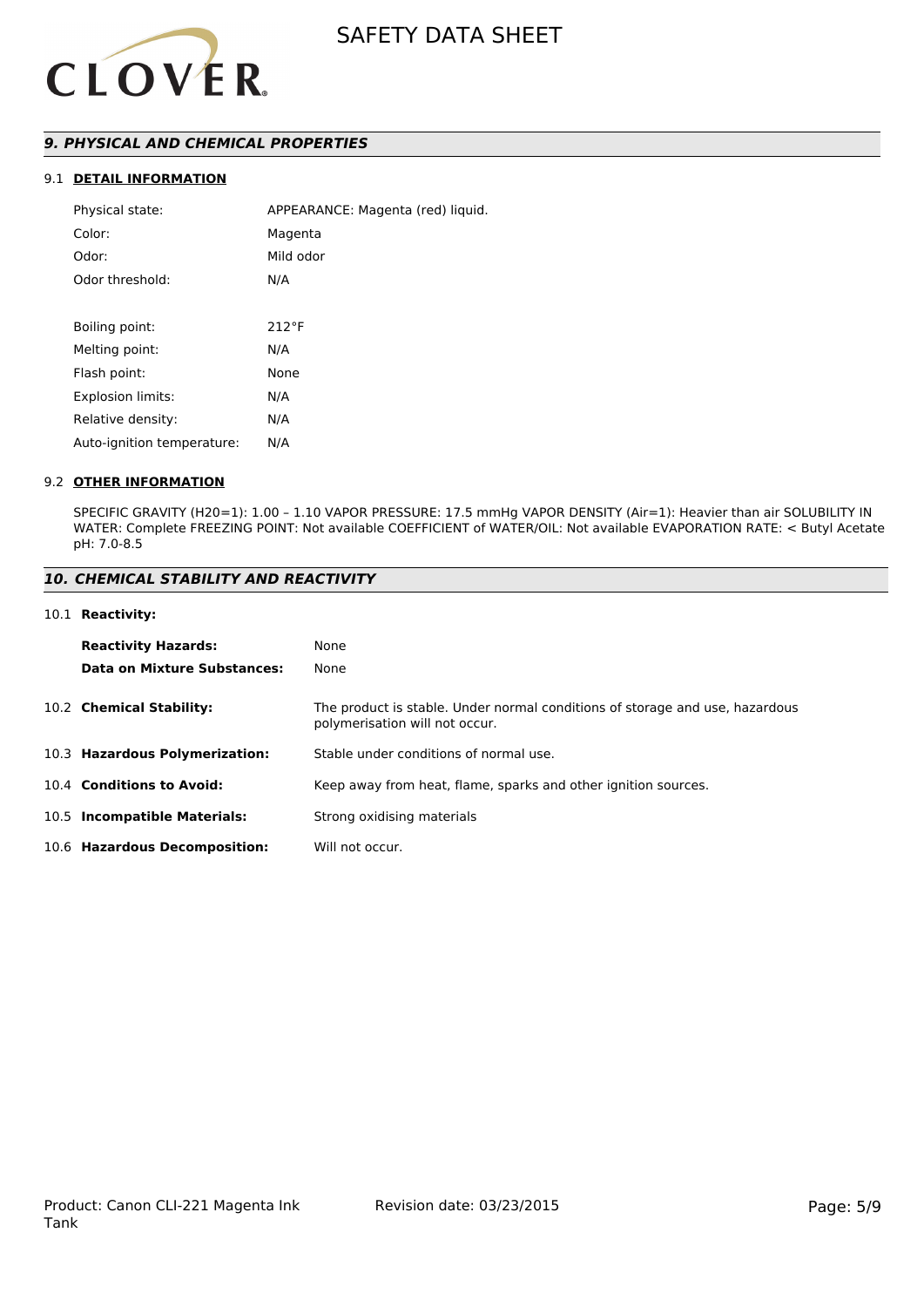## *9. PHYSICAL AND CHEMICAL PROPERTIES*

### 9.1 DETAIL INFORMATION

| | |
|---|---|
| Physical state: | APPEARANCE: Magenta (red) liquid. |
| Color: | Magenta |
| Odor: | Mild odor |
| Odor threshold: | N/A |
| | |
| Boiling point: | 212°F |
| Melting point: | N/A |
| Flash point: | None |
| Explosion limits: | N/A |
| Relative density: | N/A |
| Auto-ignition temperature: | N/A |

### 9.2 OTHER INFORMATION

SPECIFIC GRAVITY (H20=1): 1.00 – 1.10 VAPOR PRESSURE: 17.5 mmHg VAPOR DENSITY (Air=1): Heavier than air SOLUBILITY IN WATER: Complete FREEZING POINT: Not available COEFFICIENT of WATER/OIL: Not available EVAPORATION RATE: < Butyl Acetate pH: 7.0-8.5

## *10. CHEMICAL STABILITY AND REACTIVITY*

### 10.1 Reactivity:

| | |
|---|---|
| **Reactivity Hazards:** | None |
| **Data on Mixture Substances:** | None |

**10.2 Chemical Stability:** The product is stable. Under normal conditions of storage and use, hazardous polymerisation will not occur.

**10.3 Hazardous Polymerization:** Stable under conditions of normal use.

**10.4 Conditions to Avoid:** Keep away from heat, flame, sparks and other ignition sources.

**10.5 Incompatible Materials:** Strong oxidising materials

**10.6 Hazardous Decomposition:** Will not occur.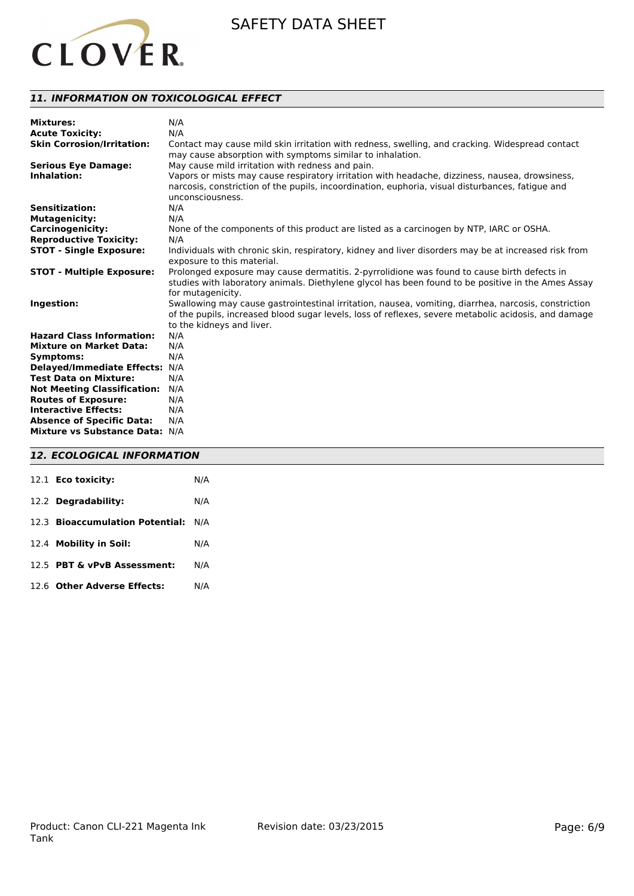## *11. INFORMATION ON TOXICOLOGICAL EFFECT*

| | |
|---|---|
| **Mixtures:** | N/A |
| **Acute Toxicity:** | N/A |
| **Skin Corrosion/Irritation:** | Contact may cause mild skin irritation with redness, swelling, and cracking. Widespread contact may cause absorption with symptoms similar to inhalation. |
| **Serious Eye Damage:** | May cause mild irritation with redness and pain. |
| **Inhalation:** | Vapors or mists may cause respiratory irritation with headache, dizziness, nausea, drowsiness, narcosis, constriction of the pupils, incoordination, euphoria, visual disturbances, fatigue and unconsciousness. |
| **Sensitization:** | N/A |
| **Mutagenicity:** | N/A |
| **Carcinogenicity:** | None of the components of this product are listed as a carcinogen by NTP, IARC or OSHA. |
| **Reproductive Toxicity:** | N/A |
| **STOT - Single Exposure:** | Individuals with chronic skin, respiratory, kidney and liver disorders may be at increased risk from exposure to this material. |
| **STOT - Multiple Exposure:** | Prolonged exposure may cause dermatitis. 2-pyrrolidione was found to cause birth defects in studies with laboratory animals. Diethylene glycol has been found to be positive in the Ames Assay for mutagenicity. |
| **Ingestion:** | Swallowing may cause gastrointestinal irritation, nausea, vomiting, diarrhea, narcosis, constriction of the pupils, increased blood sugar levels, loss of reflexes, severe metabolic acidosis, and damage to the kidneys and liver. |
| **Hazard Class Information:** | N/A |
| **Mixture on Market Data:** | N/A |
| **Symptoms:** | N/A |
| **Delayed/Immediate Effects:** | N/A |
| **Test Data on Mixture:** | N/A |
| **Not Meeting Classification:** | N/A |
| **Routes of Exposure:** | N/A |
| **Interactive Effects:** | N/A |
| **Absence of Specific Data:** | N/A |
| **Mixture vs Substance Data:** | N/A |

## *12. ECOLOGICAL INFORMATION*

| | |
|---|---|
| 12.1 **Eco toxicity:** | N/A |
| 12.2 **Degradability:** | N/A |
| 12.3 **Bioaccumulation Potential:** | N/A |
| 12.4 **Mobility in Soil:** | N/A |
| 12.5 **PBT & vPvB Assessment:** | N/A |
| 12.6 **Other Adverse Effects:** | N/A |

Product: Canon CLI-221 Magenta Ink Tank  Revision date: 03/23/2015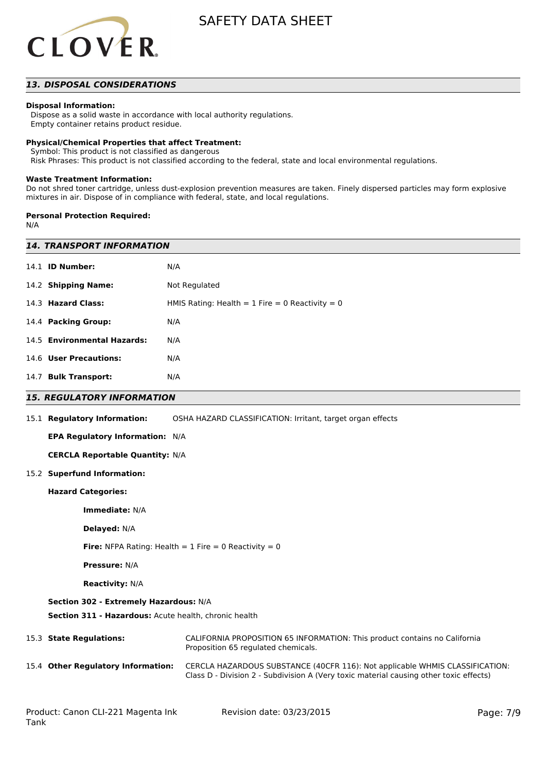## 13. DISPOSAL CONSIDERATIONS

**Disposal Information:**
Dispose as a solid waste in accordance with local authority regulations.
Empty container retains product residue.

**Physical/Chemical Properties that affect Treatment:**
Symbol: This product is not classified as dangerous
Risk Phrases: This product is not classified according to the federal, state and local environmental regulations.

**Waste Treatment Information:**
Do not shred toner cartridge, unless dust-explosion prevention measures are taken. Finely dispersed particles may form explosive mixtures in air. Dispose of in compliance with federal, state, and local regulations.

**Personal Protection Required:**
N/A

## 14. TRANSPORT INFORMATION

| | |
|---|---|
| 14.1 **ID Number:** | N/A |
| 14.2 **Shipping Name:** | Not Regulated |
| 14.3 **Hazard Class:** | HMIS Rating: Health = 1 Fire = 0 Reactivity = 0 |
| 14.4 **Packing Group:** | N/A |
| 14.5 **Environmental Hazards:** | N/A |
| 14.6 **User Precautions:** | N/A |
| 14.7 **Bulk Transport:** | N/A |

## 15. REGULATORY INFORMATION

15.1 **Regulatory Information:** OSHA HAZARD CLASSIFICATION: Irritant, target organ effects

**EPA Regulatory Information:** N/A

**CERCLA Reportable Quantity:** N/A

15.2 **Superfund Information:**

**Hazard Categories:**

**Immediate:** N/A

**Delayed:** N/A

**Fire:** NFPA Rating: Health = 1 Fire = 0 Reactivity = 0

**Pressure:** N/A

**Reactivity:** N/A

**Section 302 - Extremely Hazardous:** N/A

**Section 311 - Hazardous:** Acute health, chronic health

15.3 **State Regulations:** CALIFORNIA PROPOSITION 65 INFORMATION: This product contains no California Proposition 65 regulated chemicals.

15.4 **Other Regulatory Information:** CERCLA HAZARDOUS SUBSTANCE (40CFR 116): Not applicable WHMIS CLASSIFICATION: Class D - Division 2 - Subdivision A (Very toxic material causing other toxic effects)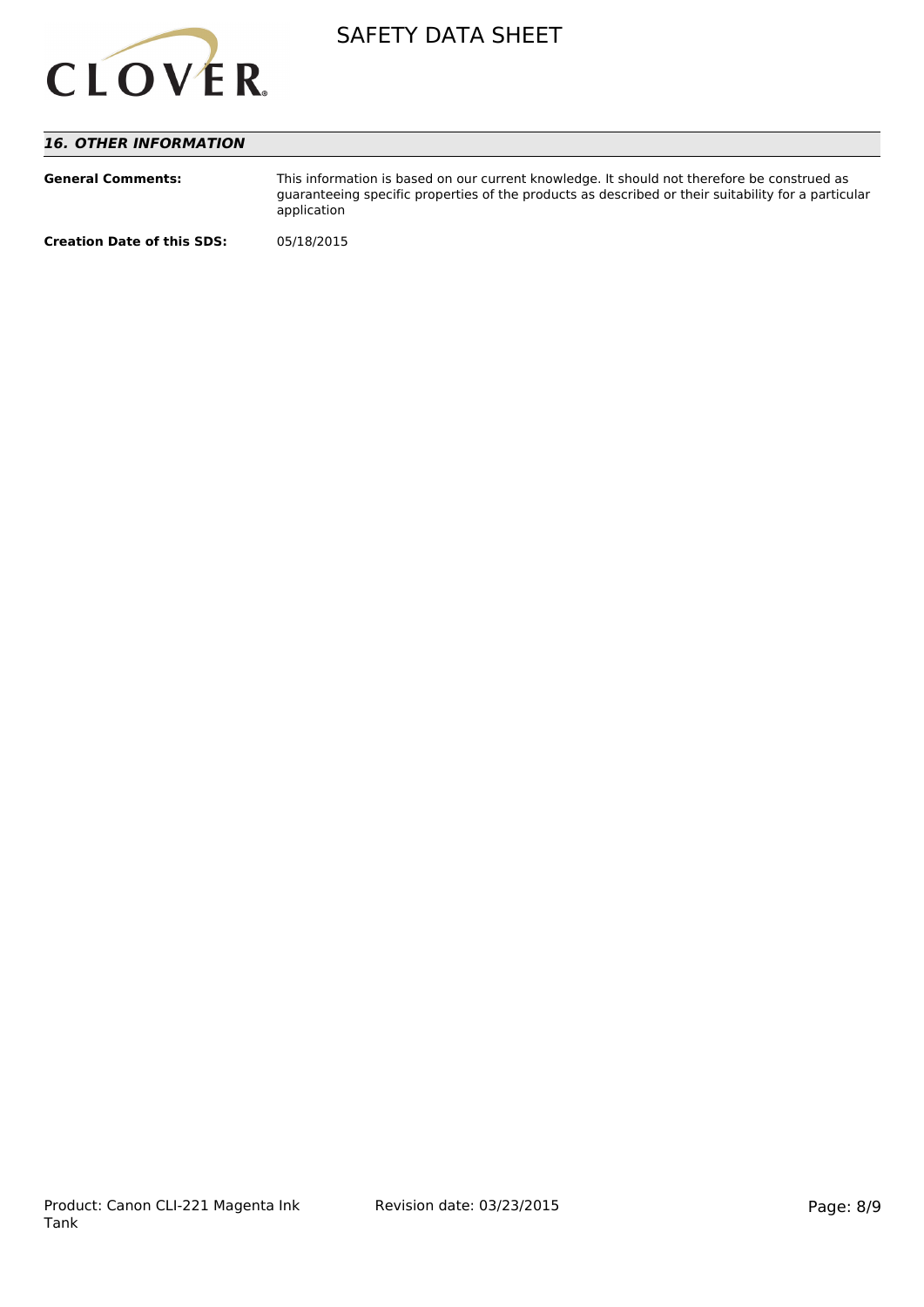## *16. OTHER INFORMATION*

**General Comments:** This information is based on our current knowledge. It should not therefore be construed as guaranteeing specific properties of the products as described or their suitability for a particular application

**Creation Date of this SDS:** 05/18/2015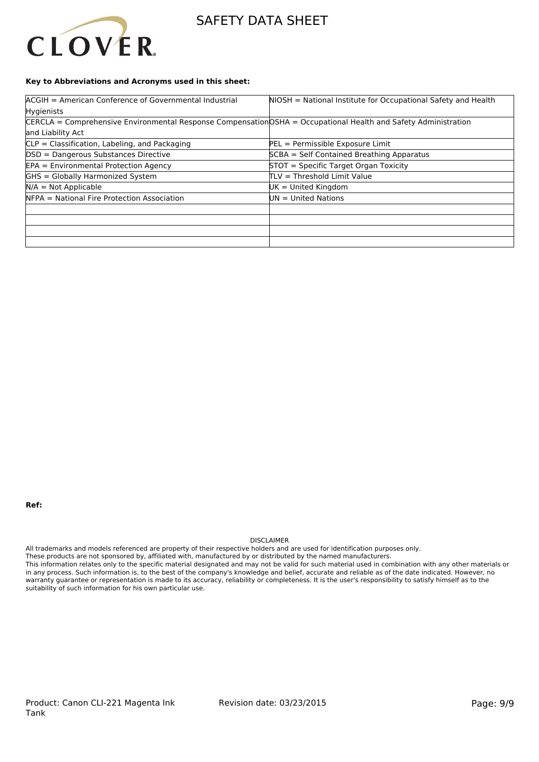**Key to Abbreviations and Acronyms used in this sheet:**

| | |
|---|---|
| ACGIH = American Conference of Governmental Industrial Hygienists | NIOSH = National Institute for Occupational Safety and Health |
| CERCLA = Comprehensive Environmental Response Compensation and Liability Act | OSHA = Occupational Health and Safety Administration |
| CLP = Classification, Labeling, and Packaging | PEL = Permissible Exposure Limit |
| DSD = Dangerous Substances Directive | SCBA = Self Contained Breathing Apparatus |
| EPA = Environmental Protection Agency | STOT = Specific Target Organ Toxicity |
| GHS = Globally Harmonized System | TLV = Threshold Limit Value |
| N/A = Not Applicable | UK = United Kingdom |
| NFPA = National Fire Protection Association | UN = United Nations |
| | |
| | |
| | |
| | |

**Ref:**

DISCLAIMER

All trademarks and models referenced are property of their respective holders and are used for identification purposes only.
These products are not sponsored by, affiliated with, manufactured by or distributed by the named manufacturers.
This information relates only to the specific material designated and may not be valid for such material used in combination with any other materials or in any process. Such information is, to the best of the company's knowledge and belief, accurate and reliable as of the date indicated. However, no warranty guarantee or representation is made to its accuracy, reliability or completeness. It is the user's responsibility to satisfy himself as to the suitability of such information for his own particular use.